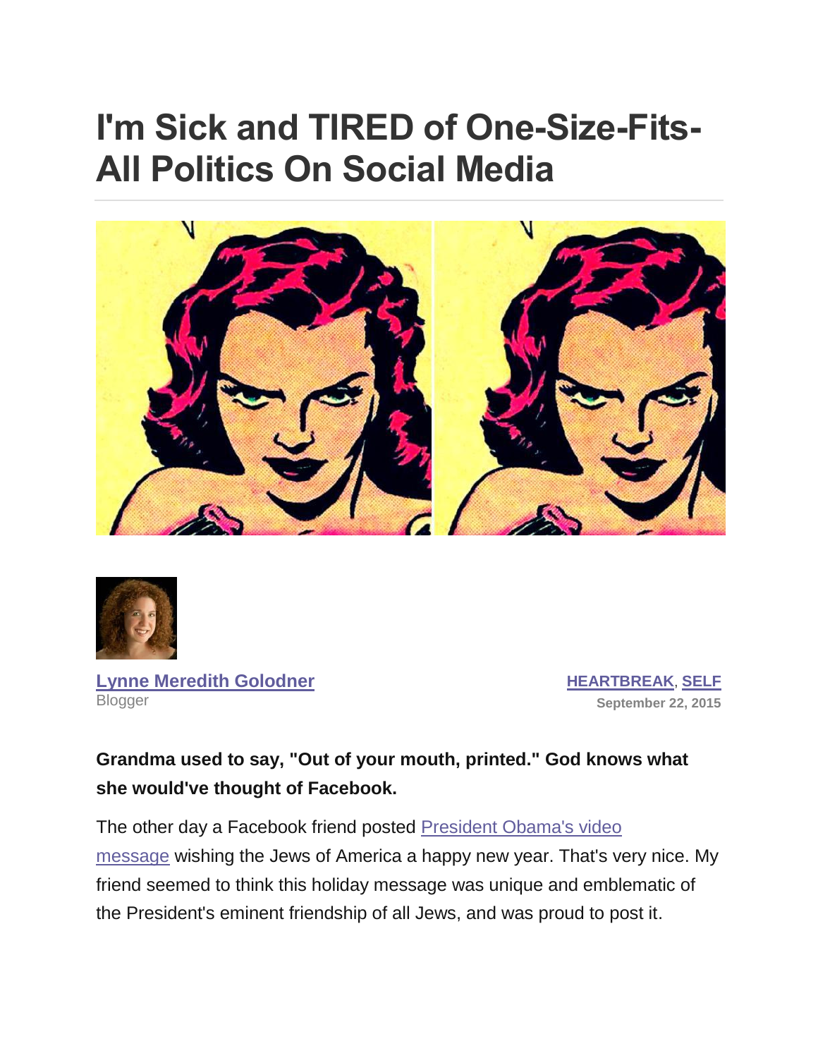# I'm Sick and TIRED of One-Size-Fits-All Politics On Social Media

[Lynne Meredith Golodner](#)
Blogger

[HEARTBREAK](#), [SELF](#)
September 22, 2015

**Grandma used to say, "Out of your mouth, printed." God knows what she would've thought of Facebook.**

The other day a Facebook friend posted [President Obama's video message](#) wishing the Jews of America a happy new year. That's very nice. My friend seemed to think this holiday message was unique and emblematic of the President's eminent friendship of all Jews, and was proud to post it.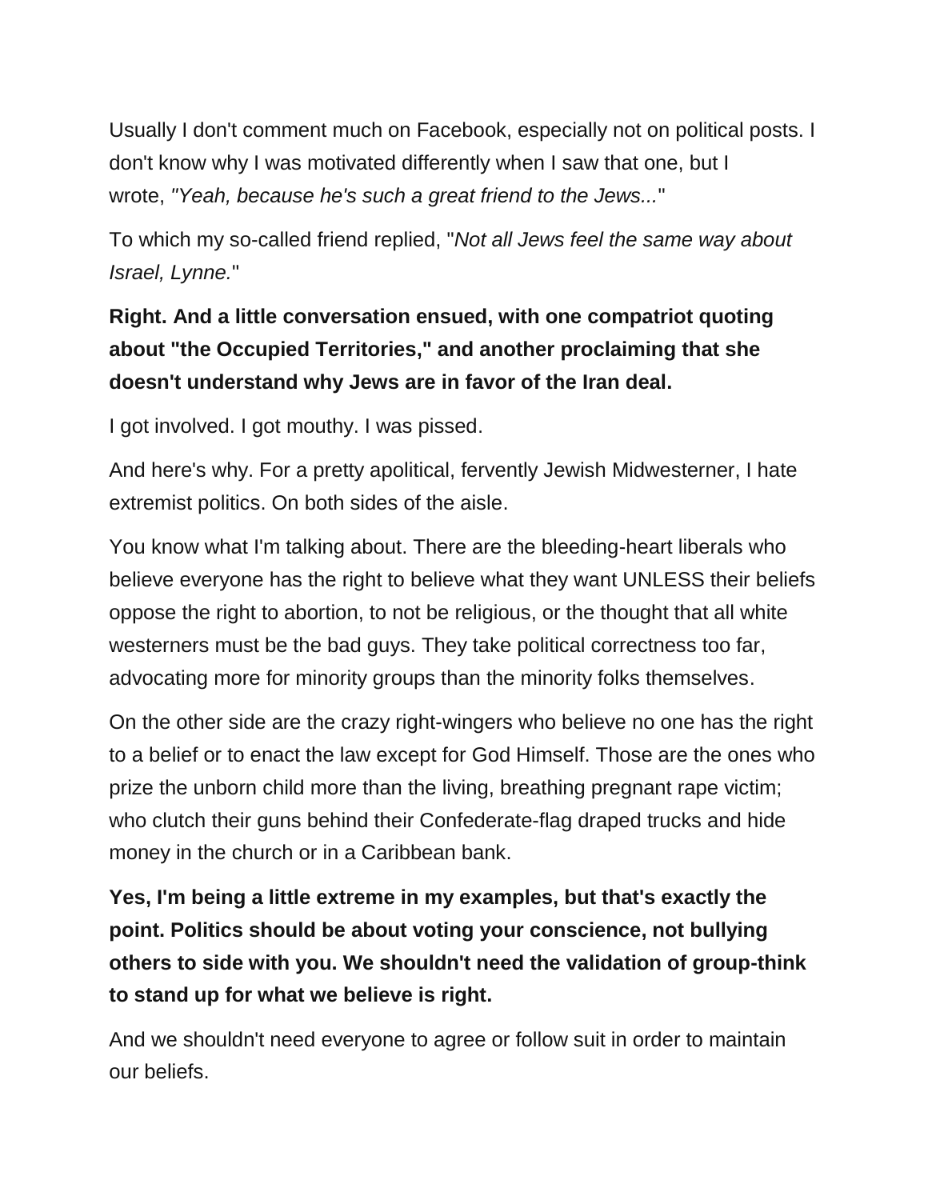Usually I don't comment much on Facebook, especially not on political posts. I don't know why I was motivated differently when I saw that one, but I wrote, *"Yeah, because he's such a great friend to the Jews..."*

To which my so-called friend replied, "*Not all Jews feel the same way about Israel, Lynne.*"

**Right. And a little conversation ensued, with one compatriot quoting about "the Occupied Territories," and another proclaiming that she doesn't understand why Jews are in favor of the Iran deal.**

I got involved. I got mouthy. I was pissed.

And here's why. For a pretty apolitical, fervently Jewish Midwesterner, I hate extremist politics. On both sides of the aisle.

You know what I'm talking about. There are the bleeding-heart liberals who believe everyone has the right to believe what they want UNLESS their beliefs oppose the right to abortion, to not be religious, or the thought that all white westerners must be the bad guys. They take political correctness too far, advocating more for minority groups than the minority folks themselves.

On the other side are the crazy right-wingers who believe no one has the right to a belief or to enact the law except for God Himself. Those are the ones who prize the unborn child more than the living, breathing pregnant rape victim; who clutch their guns behind their Confederate-flag draped trucks and hide money in the church or in a Caribbean bank.

**Yes, I'm being a little extreme in my examples, but that's exactly the point. Politics should be about voting your conscience, not bullying others to side with you. We shouldn't need the validation of group-think to stand up for what we believe is right.**

And we shouldn't need everyone to agree or follow suit in order to maintain our beliefs.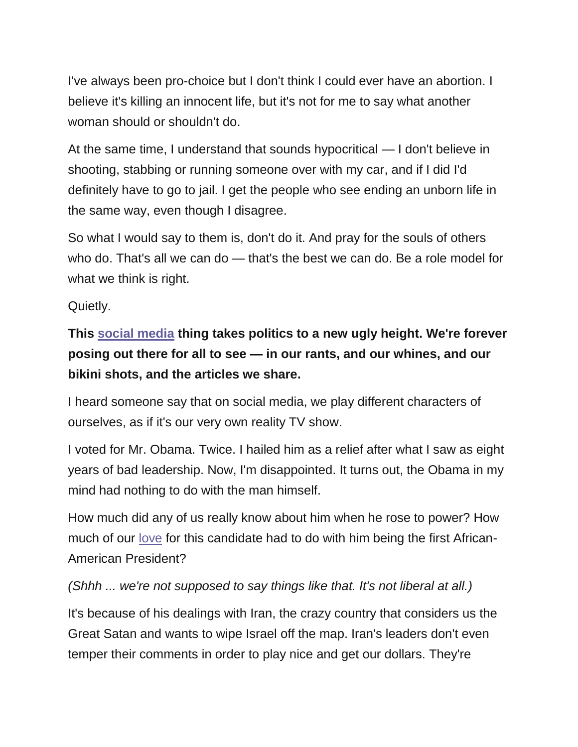I've always been pro-choice but I don't think I could ever have an abortion. I believe it's killing an innocent life, but it's not for me to say what another woman should or shouldn't do.

At the same time, I understand that sounds hypocritical — I don't believe in shooting, stabbing or running someone over with my car, and if I did I'd definitely have to go to jail. I get the people who see ending an unborn life in the same way, even though I disagree.

So what I would say to them is, don't do it. And pray for the souls of others who do. That's all we can do — that's the best we can do. Be a role model for what we think is right.

Quietly.

**This social media thing takes politics to a new ugly height. We're forever posing out there for all to see — in our rants, and our whines, and our bikini shots, and the articles we share.**

I heard someone say that on social media, we play different characters of ourselves, as if it's our very own reality TV show.

I voted for Mr. Obama. Twice. I hailed him as a relief after what I saw as eight years of bad leadership. Now, I'm disappointed. It turns out, the Obama in my mind had nothing to do with the man himself.

How much did any of us really know about him when he rose to power? How much of our love for this candidate had to do with him being the first African-American President?

*(Shhh ... we're not supposed to say things like that. It's not liberal at all.)*

It's because of his dealings with Iran, the crazy country that considers us the Great Satan and wants to wipe Israel off the map. Iran's leaders don't even temper their comments in order to play nice and get our dollars. They're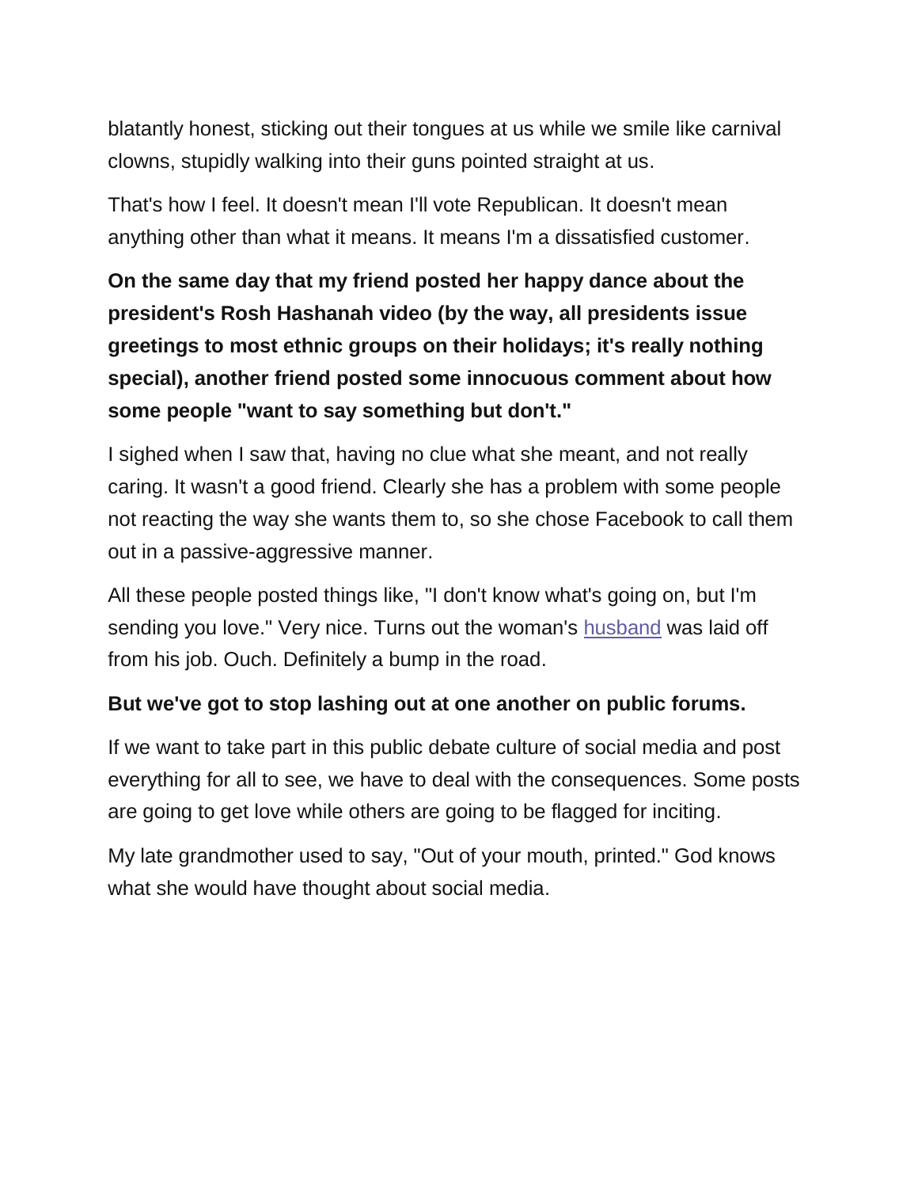blatantly honest, sticking out their tongues at us while we smile like carnival clowns, stupidly walking into their guns pointed straight at us.

That's how I feel. It doesn't mean I'll vote Republican. It doesn't mean anything other than what it means. It means I'm a dissatisfied customer.

**On the same day that my friend posted her happy dance about the president's Rosh Hashanah video (by the way, all presidents issue greetings to most ethnic groups on their holidays; it's really nothing special), another friend posted some innocuous comment about how some people "want to say something but don't."**

I sighed when I saw that, having no clue what she meant, and not really caring. It wasn't a good friend. Clearly she has a problem with some people not reacting the way she wants them to, so she chose Facebook to call them out in a passive-aggressive manner.

All these people posted things like, "I don't know what's going on, but I'm sending you love." Very nice. Turns out the woman's husband was laid off from his job. Ouch. Definitely a bump in the road.

**But we've got to stop lashing out at one another on public forums.**

If we want to take part in this public debate culture of social media and post everything for all to see, we have to deal with the consequences. Some posts are going to get love while others are going to be flagged for inciting.

My late grandmother used to say, "Out of your mouth, printed." God knows what she would have thought about social media.